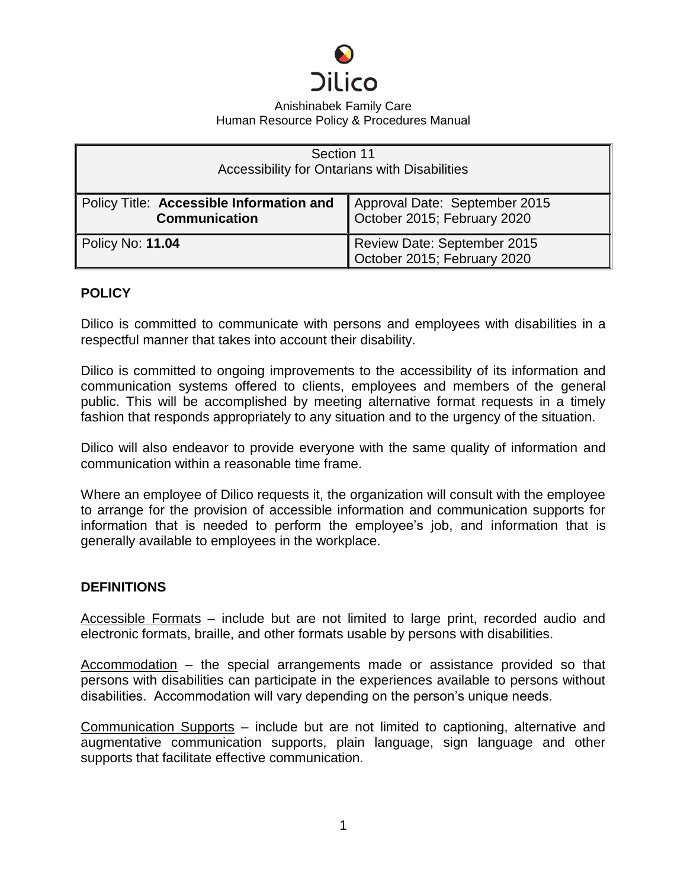Dilico

Anishinabek Family Care
Human Resource Policy & Procedures Manual

| Section 11<br>Accessibility for Ontarians with Disabilities | |
| --- | --- |
| Policy Title: **Accessible Information and Communication** | Approval Date: September 2015<br>October 2015; February 2020 |
| Policy No: **11.04** | Review Date: September 2015<br>October 2015; February 2020 |

## POLICY

Dilico is committed to communicate with persons and employees with disabilities in a respectful manner that takes into account their disability.

Dilico is committed to ongoing improvements to the accessibility of its information and communication systems offered to clients, employees and members of the general public. This will be accomplished by meeting alternative format requests in a timely fashion that responds appropriately to any situation and to the urgency of the situation.

Dilico will also endeavor to provide everyone with the same quality of information and communication within a reasonable time frame.

Where an employee of Dilico requests it, the organization will consult with the employee to arrange for the provision of accessible information and communication supports for information that is needed to perform the employee's job, and information that is generally available to employees in the workplace.

## DEFINITIONS

Accessible Formats – include but are not limited to large print, recorded audio and electronic formats, braille, and other formats usable by persons with disabilities.

Accommodation – the special arrangements made or assistance provided so that persons with disabilities can participate in the experiences available to persons without disabilities. Accommodation will vary depending on the person's unique needs.

Communication Supports – include but are not limited to captioning, alternative and augmentative communication supports, plain language, sign language and other supports that facilitate effective communication.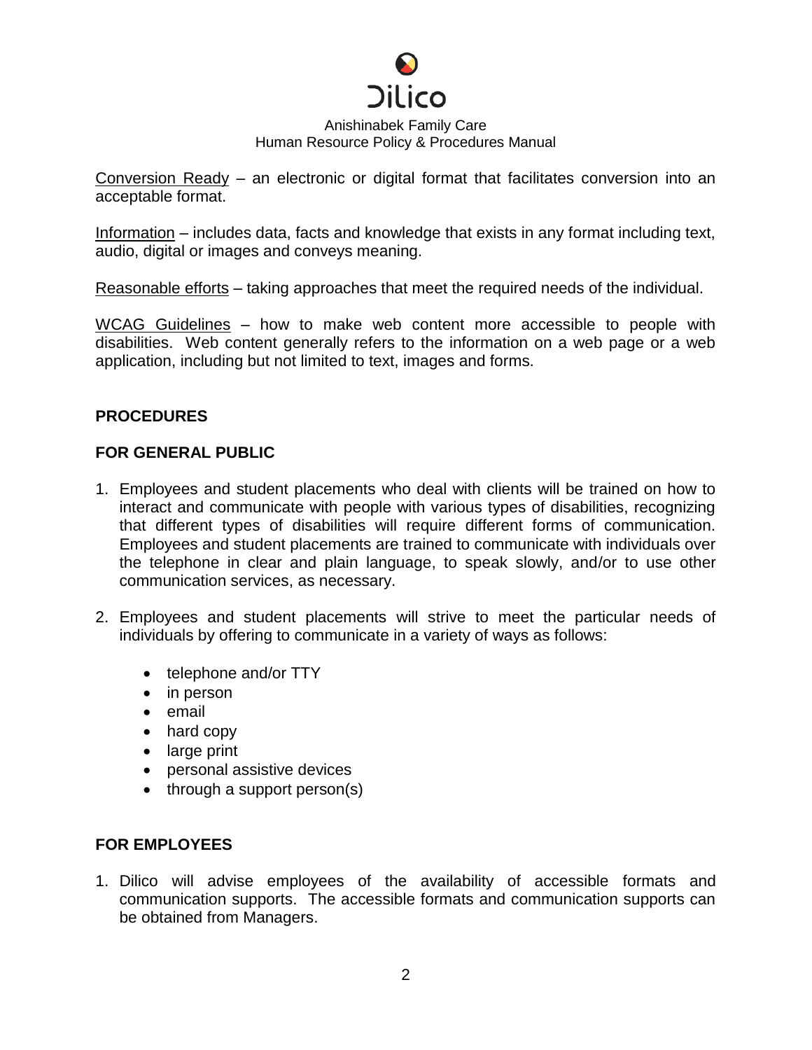Conversion Ready – an electronic or digital format that facilitates conversion into an acceptable format.

Information – includes data, facts and knowledge that exists in any format including text, audio, digital or images and conveys meaning.

Reasonable efforts – taking approaches that meet the required needs of the individual.

WCAG Guidelines – how to make web content more accessible to people with disabilities. Web content generally refers to the information on a web page or a web application, including but not limited to text, images and forms.

## PROCEDURES

### FOR GENERAL PUBLIC

1. Employees and student placements who deal with clients will be trained on how to interact and communicate with people with various types of disabilities, recognizing that different types of disabilities will require different forms of communication. Employees and student placements are trained to communicate with individuals over the telephone in clear and plain language, to speak slowly, and/or to use other communication services, as necessary.
2. Employees and student placements will strive to meet the particular needs of individuals by offering to communicate in a variety of ways as follows:
   - telephone and/or TTY
   - in person
   - email
   - hard copy
   - large print
   - personal assistive devices
   - through a support person(s)

### FOR EMPLOYEES

1. Dilico will advise employees of the availability of accessible formats and communication supports. The accessible formats and communication supports can be obtained from Managers.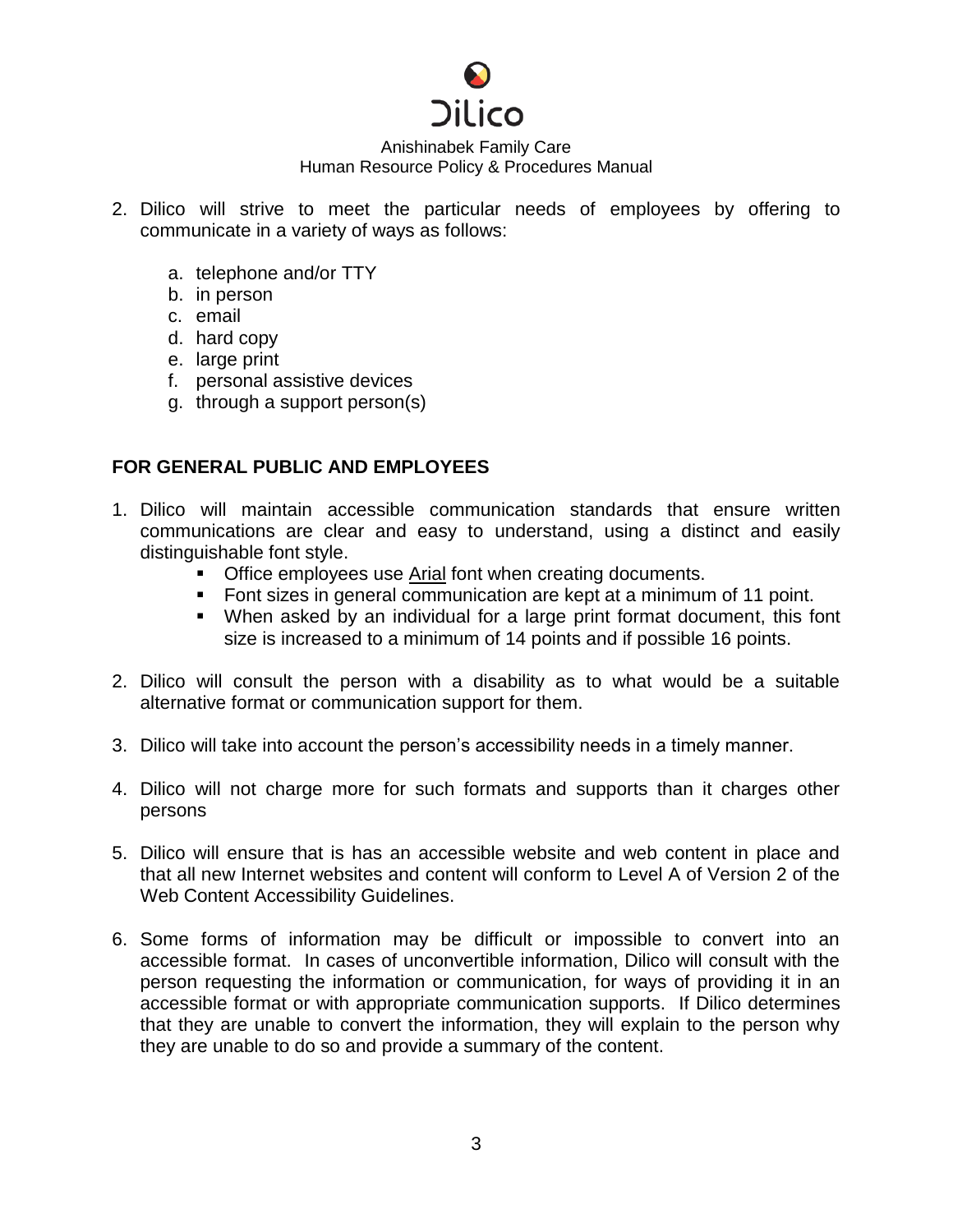2. Dilico will strive to meet the particular needs of employees by offering to communicate in a variety of ways as follows:

    a. telephone and/or TTY
    b. in person
    c. email
    d. hard copy
    e. large print
    f. personal assistive devices
    g. through a support person(s)

**FOR GENERAL PUBLIC AND EMPLOYEES**

1. Dilico will maintain accessible communication standards that ensure written communications are clear and easy to understand, using a distinct and easily distinguishable font style.
    - Office employees use Arial font when creating documents.
    - Font sizes in general communication are kept at a minimum of 11 point.
    - When asked by an individual for a large print format document, this font size is increased to a minimum of 14 points and if possible 16 points.

2. Dilico will consult the person with a disability as to what would be a suitable alternative format or communication support for them.

3. Dilico will take into account the person's accessibility needs in a timely manner.

4. Dilico will not charge more for such formats and supports than it charges other persons

5. Dilico will ensure that is has an accessible website and web content in place and that all new Internet websites and content will conform to Level A of Version 2 of the Web Content Accessibility Guidelines.

6. Some forms of information may be difficult or impossible to convert into an accessible format. In cases of unconvertible information, Dilico will consult with the person requesting the information or communication, for ways of providing it in an accessible format or with appropriate communication supports. If Dilico determines that they are unable to convert the information, they will explain to the person why they are unable to do so and provide a summary of the content.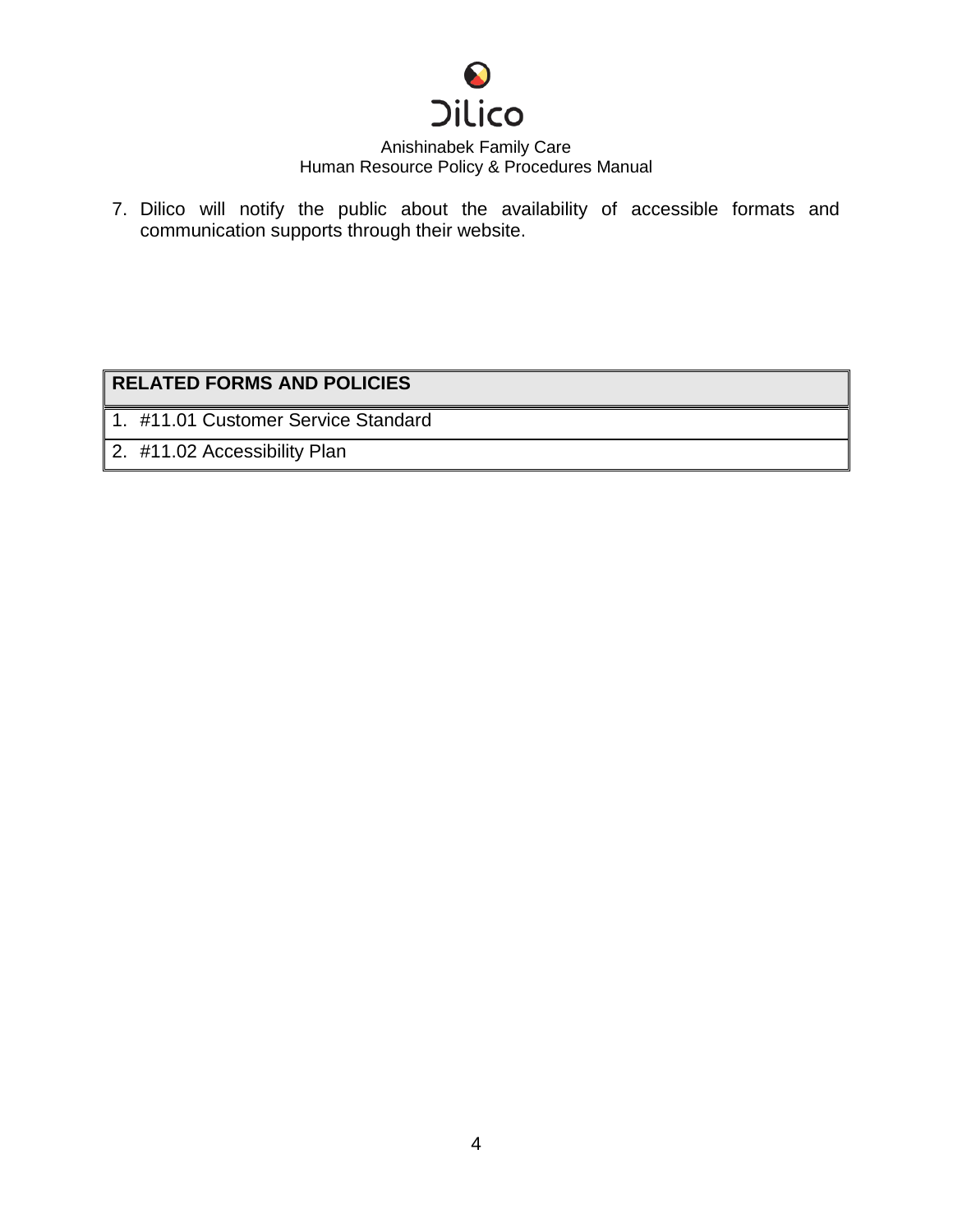7. Dilico will notify the public about the availability of accessible formats and communication supports through their website.

| RELATED FORMS AND POLICIES |
|---|
| 1. #11.01 Customer Service Standard |
| 2. #11.02 Accessibility Plan |